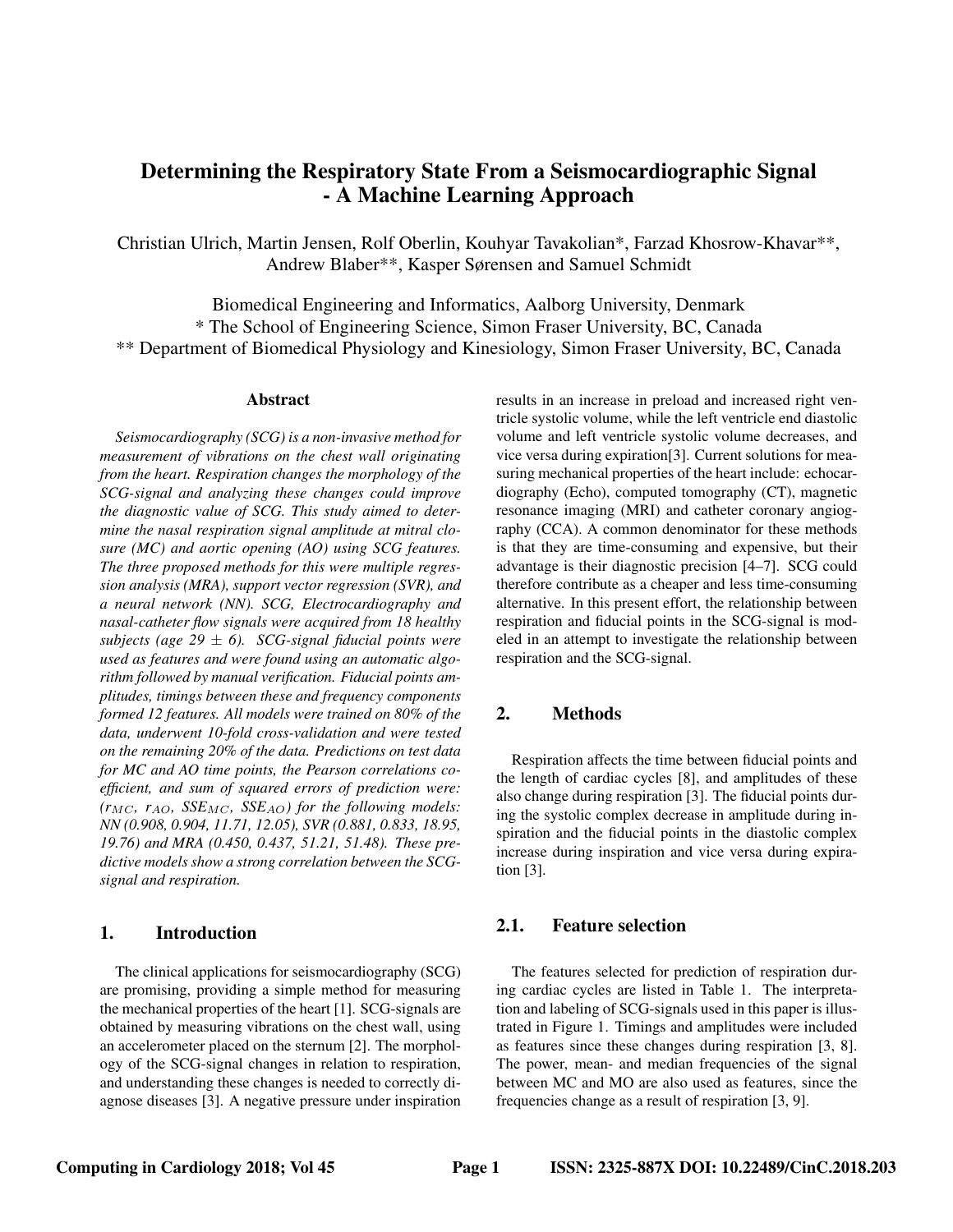# Determining the Respiratory State From a Seismocardiographic Signal - A Machine Learning Approach

Christian Ulrich, Martin Jensen, Rolf Oberlin, Kouhyar Tavakolian*, Farzad Khosrow-Khavar**, Andrew Blaber**, Kasper Sørensen and Samuel Schmidt

Biomedical Engineering and Informatics, Aalborg University, Denmark
* The School of Engineering Science, Simon Fraser University, BC, Canada
** Department of Biomedical Physiology and Kinesiology, Simon Fraser University, BC, Canada

## Abstract

*Seismocardiography (SCG) is a non-invasive method for measurement of vibrations on the chest wall originating from the heart. Respiration changes the morphology of the SCG-signal and analyzing these changes could improve the diagnostic value of SCG. This study aimed to determine the nasal respiration signal amplitude at mitral closure (MC) and aortic opening (AO) using SCG features. The three proposed methods for this were multiple regression analysis (MRA), support vector regression (SVR), and a neural network (NN). SCG, Electrocardiography and nasal-catheter flow signals were acquired from 18 healthy subjects (age 29 $\pm$ 6). SCG-signal fiducial points were used as features and were found using an automatic algorithm followed by manual verification. Fiducial points amplitudes, timings between these and frequency components formed 12 features. All models were trained on 80% of the data, underwent 10-fold cross-validation and were tested on the remaining 20% of the data. Predictions on test data for MC and AO time points, the Pearson correlations coefficient, and sum of squared errors of prediction were: ($r_{MC}$, $r_{AO}$, $SSE_{MC}$, $SSE_{AO}$) for the following models: NN (0.908, 0.904, 11.71, 12.05), SVR (0.881, 0.833, 18.95, 19.76) and MRA (0.450, 0.437, 51.21, 51.48). These predictive models show a strong correlation between the SCG-signal and respiration.*

## 1. Introduction

The clinical applications for seismocardiography (SCG) are promising, providing a simple method for measuring the mechanical properties of the heart [1]. SCG-signals are obtained by measuring vibrations on the chest wall, using an accelerometer placed on the sternum [2]. The morphology of the SCG-signal changes in relation to respiration, and understanding these changes is needed to correctly diagnose diseases [3]. A negative pressure under inspiration results in an increase in preload and increased right ventricle systolic volume, while the left ventricle end diastolic volume and left ventricle systolic volume decreases, and vice versa during expiration[3]. Current solutions for measuring mechanical properties of the heart include: echocardiography (Echo), computed tomography (CT), magnetic resonance imaging (MRI) and catheter coronary angiography (CCA). A common denominator for these methods is that they are time-consuming and expensive, but their advantage is their diagnostic precision [4–7]. SCG could therefore contribute as a cheaper and less time-consuming alternative. In this present effort, the relationship between respiration and fiducial points in the SCG-signal is modeled in an attempt to investigate the relationship between respiration and the SCG-signal.

## 2. Methods

Respiration affects the time between fiducial points and the length of cardiac cycles [8], and amplitudes of these also change during respiration [3]. The fiducial points during the systolic complex decrease in amplitude during inspiration and the fiducial points in the diastolic complex increase during inspiration and vice versa during expiration [3].

### 2.1. Feature selection

The features selected for prediction of respiration during cardiac cycles are listed in Table 1. The interpretation and labeling of SCG-signals used in this paper is illustrated in Figure 1. Timings and amplitudes were included as features since these changes during respiration [3, 8]. The power, mean- and median frequencies of the signal between MC and MO are also used as features, since the frequencies change as a result of respiration [3, 9].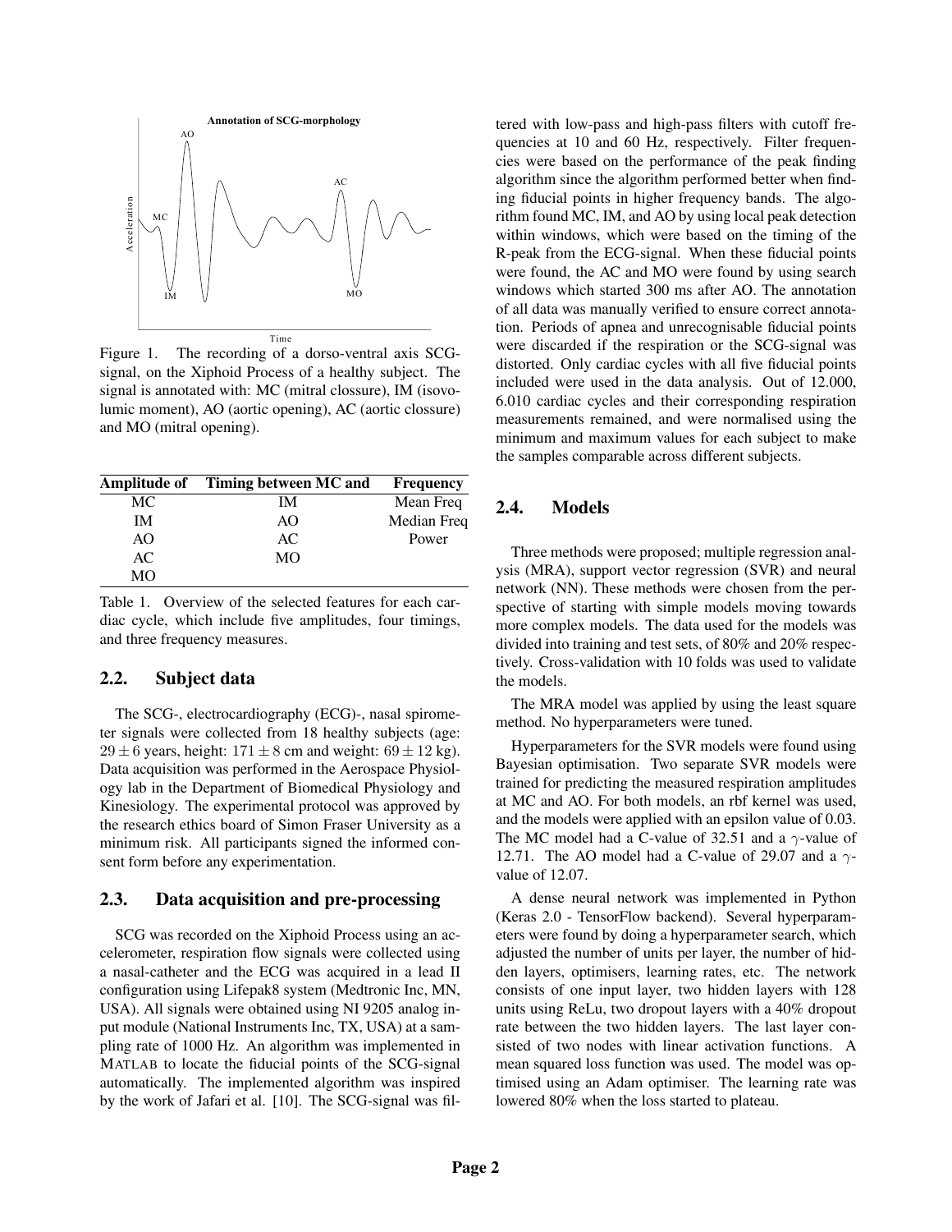Figure 1. The recording of a dorso-ventral axis SCG-signal, on the Xiphoid Process of a healthy subject. The signal is annotated with: MC (mitral clossure), IM (isovolumic moment), AO (aortic opening), AC (aortic clossure) and MO (mitral opening).

| Amplitude of | Timing between MC and | Frequency |
|---|---|---|
| MC | IM | Mean Freq |
| IM | AO | Median Freq |
| AO | AC | Power |
| AC | MO | |
| MO | | |

Table 1. Overview of the selected features for each cardiac cycle, which include five amplitudes, four timings, and three frequency measures.

## 2.2. Subject data

The SCG-, electrocardiography (ECG)-, nasal spirometer signals were collected from 18 healthy subjects (age: $29 \pm 6$ years, height: $171 \pm 8$ cm and weight: $69 \pm 12$ kg). Data acquisition was performed in the Aerospace Physiology lab in the Department of Biomedical Physiology and Kinesiology. The experimental protocol was approved by the research ethics board of Simon Fraser University as a minimum risk. All participants signed the informed consent form before any experimentation.

## 2.3. Data acquisition and pre-processing

SCG was recorded on the Xiphoid Process using an accelerometer, respiration flow signals were collected using a nasal-catheter and the ECG was acquired in a lead II configuration using Lifepak8 system (Medtronic Inc, MN, USA). All signals were obtained using NI 9205 analog input module (National Instruments Inc, TX, USA) at a sampling rate of 1000 Hz. An algorithm was implemented in MATLAB to locate the fiducial points of the SCG-signal automatically. The implemented algorithm was inspired by the work of Jafari et al. [10]. The SCG-signal was filtered with low-pass and high-pass filters with cutoff frequencies at 10 and 60 Hz, respectively. Filter frequencies were based on the performance of the peak finding algorithm since the algorithm performed better when finding fiducial points in higher frequency bands. The algorithm found MC, IM, and AO by using local peak detection within windows, which were based on the timing of the R-peak from the ECG-signal. When these fiducial points were found, the AC and MO were found by using search windows which started 300 ms after AO. The annotation of all data was manually verified to ensure correct annotation. Periods of apnea and unrecognisable fiducial points were discarded if the respiration or the SCG-signal was distorted. Only cardiac cycles with all five fiducial points included were used in the data analysis. Out of 12.000, 6.010 cardiac cycles and their corresponding respiration measurements remained, and were normalised using the minimum and maximum values for each subject to make the samples comparable across different subjects.

## 2.4. Models

Three methods were proposed; multiple regression analysis (MRA), support vector regression (SVR) and neural network (NN). These methods were chosen from the perspective of starting with simple models moving towards more complex models. The data used for the models was divided into training and test sets, of 80% and 20% respectively. Cross-validation with 10 folds was used to validate the models.

The MRA model was applied by using the least square method. No hyperparameters were tuned.

Hyperparameters for the SVR models were found using Bayesian optimisation. Two separate SVR models were trained for predicting the measured respiration amplitudes at MC and AO. For both models, an rbf kernel was used, and the models were applied with an epsilon value of 0.03. The MC model had a C-value of 32.51 and a $\gamma$-value of 12.71. The AO model had a C-value of 29.07 and a $\gamma$-value of 12.07.

A dense neural network was implemented in Python (Keras 2.0 - TensorFlow backend). Several hyperparameters were found by doing a hyperparameter search, which adjusted the number of units per layer, the number of hidden layers, optimisers, learning rates, etc. The network consists of one input layer, two hidden layers with 128 units using ReLu, two dropout layers with a 40% dropout rate between the two hidden layers. The last layer consisted of two nodes with linear activation functions. A mean squared loss function was used. The model was optimised using an Adam optimiser. The learning rate was lowered 80% when the loss started to plateau.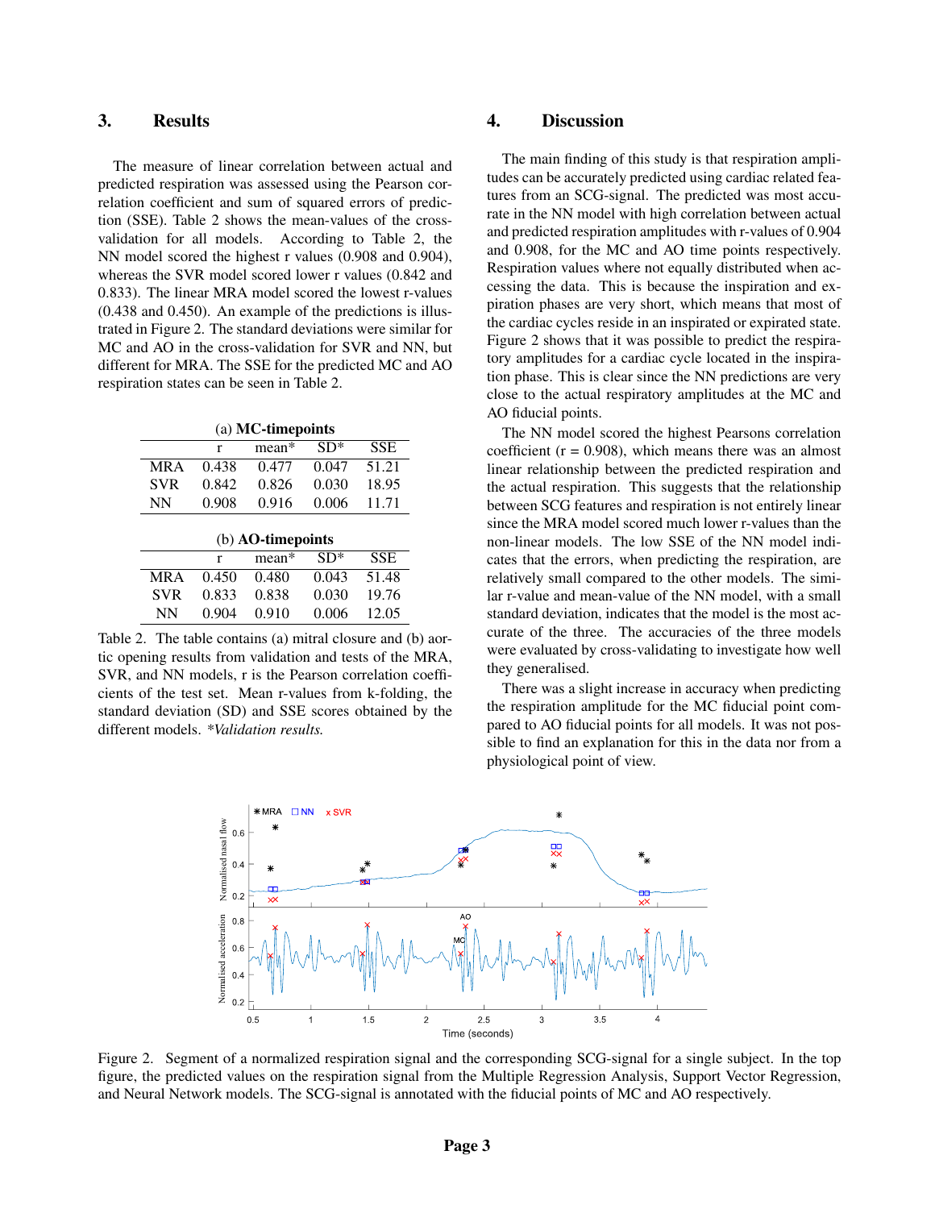## 3. Results

The measure of linear correlation between actual and predicted respiration was assessed using the Pearson correlation coefficient and sum of squared errors of prediction (SSE). Table 2 shows the mean-values of the cross-validation for all models. According to Table 2, the NN model scored the highest r values (0.908 and 0.904), whereas the SVR model scored lower r values (0.842 and 0.833). The linear MRA model scored the lowest r-values (0.438 and 0.450). An example of the predictions is illustrated in Figure 2. The standard deviations were similar for MC and AO in the cross-validation for SVR and NN, but different for MRA. The SSE for the predicted MC and AO respiration states can be seen in Table 2.

(a) **MC-timepoints**

| | r | mean* | SD* | SSE |
|---|---|---|---|---|
| MRA | 0.438 | 0.477 | 0.047 | 51.21 |
| SVR | 0.842 | 0.826 | 0.030 | 18.95 |
| NN | 0.908 | 0.916 | 0.006 | 11.71 |

(b) **AO-timepoints**

| | r | mean* | SD* | SSE |
|---|---|---|---|---|
| MRA | 0.450 | 0.480 | 0.043 | 51.48 |
| SVR | 0.833 | 0.838 | 0.030 | 19.76 |
| NN | 0.904 | 0.910 | 0.006 | 12.05 |

Table 2. The table contains (a) mitral closure and (b) aortic opening results from validation and tests of the MRA, SVR, and NN models, r is the Pearson correlation coefficients of the test set. Mean r-values from k-folding, the standard deviation (SD) and SSE scores obtained by the different models. *\*Validation results.*

## 4. Discussion

The main finding of this study is that respiration amplitudes can be accurately predicted using cardiac related features from an SCG-signal. The predicted was most accurate in the NN model with high correlation between actual and predicted respiration amplitudes with r-values of 0.904 and 0.908, for the MC and AO time points respectively. Respiration values where not equally distributed when accessing the data. This is because the inspiration and expiration phases are very short, which means that most of the cardiac cycles reside in an inspirated or expirated state. Figure 2 shows that it was possible to predict the respiratory amplitudes for a cardiac cycle located in the inspiration phase. This is clear since the NN predictions are very close to the actual respiratory amplitudes at the MC and AO fiducial points.

The NN model scored the highest Pearsons correlation coefficient (r = 0.908), which means there was an almost linear relationship between the predicted respiration and the actual respiration. This suggests that the relationship between SCG features and respiration is not entirely linear since the MRA model scored much lower r-values than the non-linear models. The low SSE of the NN model indicates that the errors, when predicting the respiration, are relatively small compared to the other models. The similar r-value and mean-value of the NN model, with a small standard deviation, indicates that the model is the most accurate of the three. The accuracies of the three models were evaluated by cross-validating to investigate how well they generalised.

There was a slight increase in accuracy when predicting the respiration amplitude for the MC fiducial point compared to AO fiducial points for all models. It was not possible to find an explanation for this in the data nor from a physiological point of view.

Figure 2. Segment of a normalized respiration signal and the corresponding SCG-signal for a single subject. In the top figure, the predicted values on the respiration signal from the Multiple Regression Analysis, Support Vector Regression, and Neural Network models. The SCG-signal is annotated with the fiducial points of MC and AO respectively.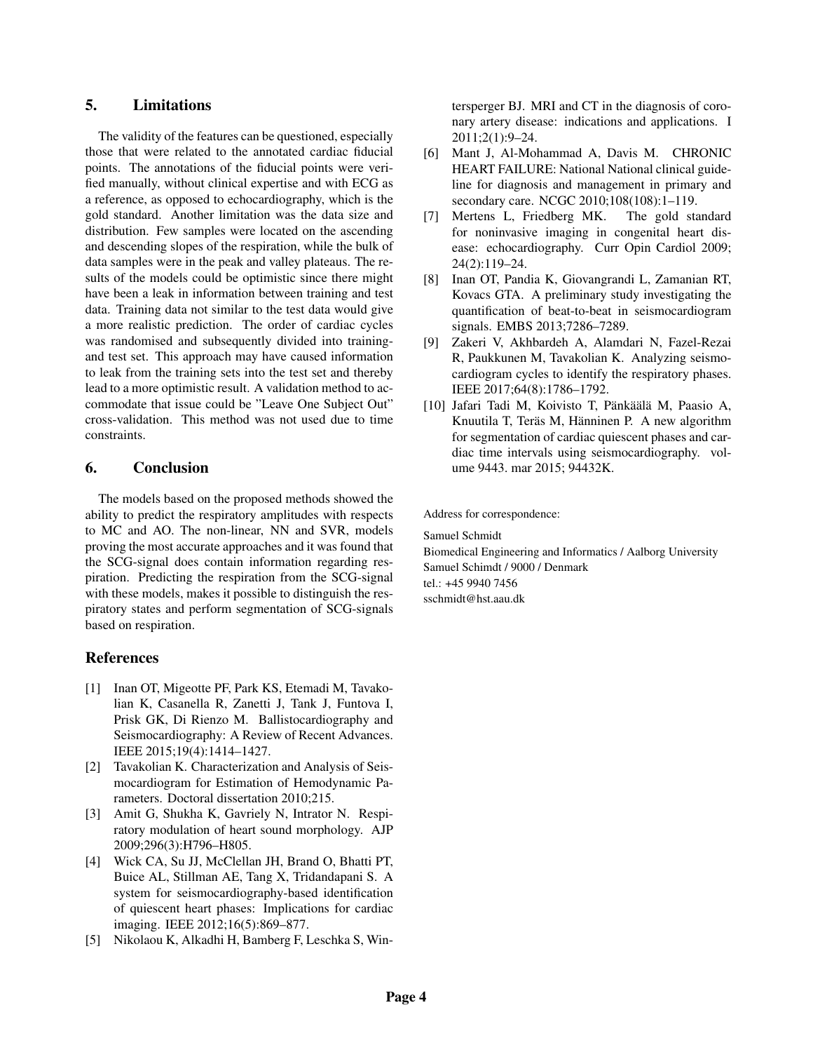## 5. Limitations

The validity of the features can be questioned, especially those that were related to the annotated cardiac fiducial points. The annotations of the fiducial points were verified manually, without clinical expertise and with ECG as a reference, as opposed to echocardiography, which is the gold standard. Another limitation was the data size and distribution. Few samples were located on the ascending and descending slopes of the respiration, while the bulk of data samples were in the peak and valley plateaus. The results of the models could be optimistic since there might have been a leak in information between training and test data. Training data not similar to the test data would give a more realistic prediction. The order of cardiac cycles was randomised and subsequently divided into training- and test set. This approach may have caused information to leak from the training sets into the test set and thereby lead to a more optimistic result. A validation method to accommodate that issue could be "Leave One Subject Out" cross-validation. This method was not used due to time constraints.

## 6. Conclusion

The models based on the proposed methods showed the ability to predict the respiratory amplitudes with respects to MC and AO. The non-linear, NN and SVR, models proving the most accurate approaches and it was found that the SCG-signal does contain information regarding respiration. Predicting the respiration from the SCG-signal with these models, makes it possible to distinguish the respiratory states and perform segmentation of SCG-signals based on respiration.

## References

[1] Inan OT, Migeotte PF, Park KS, Etemadi M, Tavakolian K, Casanella R, Zanetti J, Tank J, Funtova I, Prisk GK, Di Rienzo M. Ballistocardiography and Seismocardiography: A Review of Recent Advances. IEEE 2015;19(4):1414–1427.

[2] Tavakolian K. Characterization and Analysis of Seismocardiogram for Estimation of Hemodynamic Parameters. Doctoral dissertation 2010;215.

[3] Amit G, Shukha K, Gavriely N, Intrator N. Respiratory modulation of heart sound morphology. AJP 2009;296(3):H796–H805.

[4] Wick CA, Su JJ, McClellan JH, Brand O, Bhatti PT, Buice AL, Stillman AE, Tang X, Tridandapani S. A system for seismocardiography-based identification of quiescent heart phases: Implications for cardiac imaging. IEEE 2012;16(5):869–877.

[5] Nikolaou K, Alkadhi H, Bamberg F, Leschka S, Wintersperger BJ. MRI and CT in the diagnosis of coronary artery disease: indications and applications. I 2011;2(1):9–24.

[6] Mant J, Al-Mohammad A, Davis M. CHRONIC HEART FAILURE: National National clinical guideline for diagnosis and management in primary and secondary care. NCGC 2010;108(108):1–119.

[7] Mertens L, Friedberg MK. The gold standard for noninvasive imaging in congenital heart disease: echocardiography. Curr Opin Cardiol 2009; 24(2):119–24.

[8] Inan OT, Pandia K, Giovangrandi L, Zamanian RT, Kovacs GTA. A preliminary study investigating the quantification of beat-to-beat in seismocardiogram signals. EMBS 2013;7286–7289.

[9] Zakeri V, Akhbardeh A, Alamdari N, Fazel-Rezai R, Paukkunen M, Tavakolian K. Analyzing seismocardiogram cycles to identify the respiratory phases. IEEE 2017;64(8):1786–1792.

[10] Jafari Tadi M, Koivisto T, Pänkäälä M, Paasio A, Knuutila T, Teräs M, Hänninen P. A new algorithm for segmentation of cardiac quiescent phases and cardiac time intervals using seismocardiography. volume 9443. mar 2015; 94432K.

Address for correspondence:

Samuel Schmidt
Biomedical Engineering and Informatics / Aalborg University
Samuel Schimdt / 9000 / Denmark
tel.: +45 9940 7456
sschmidt@hst.aau.dk